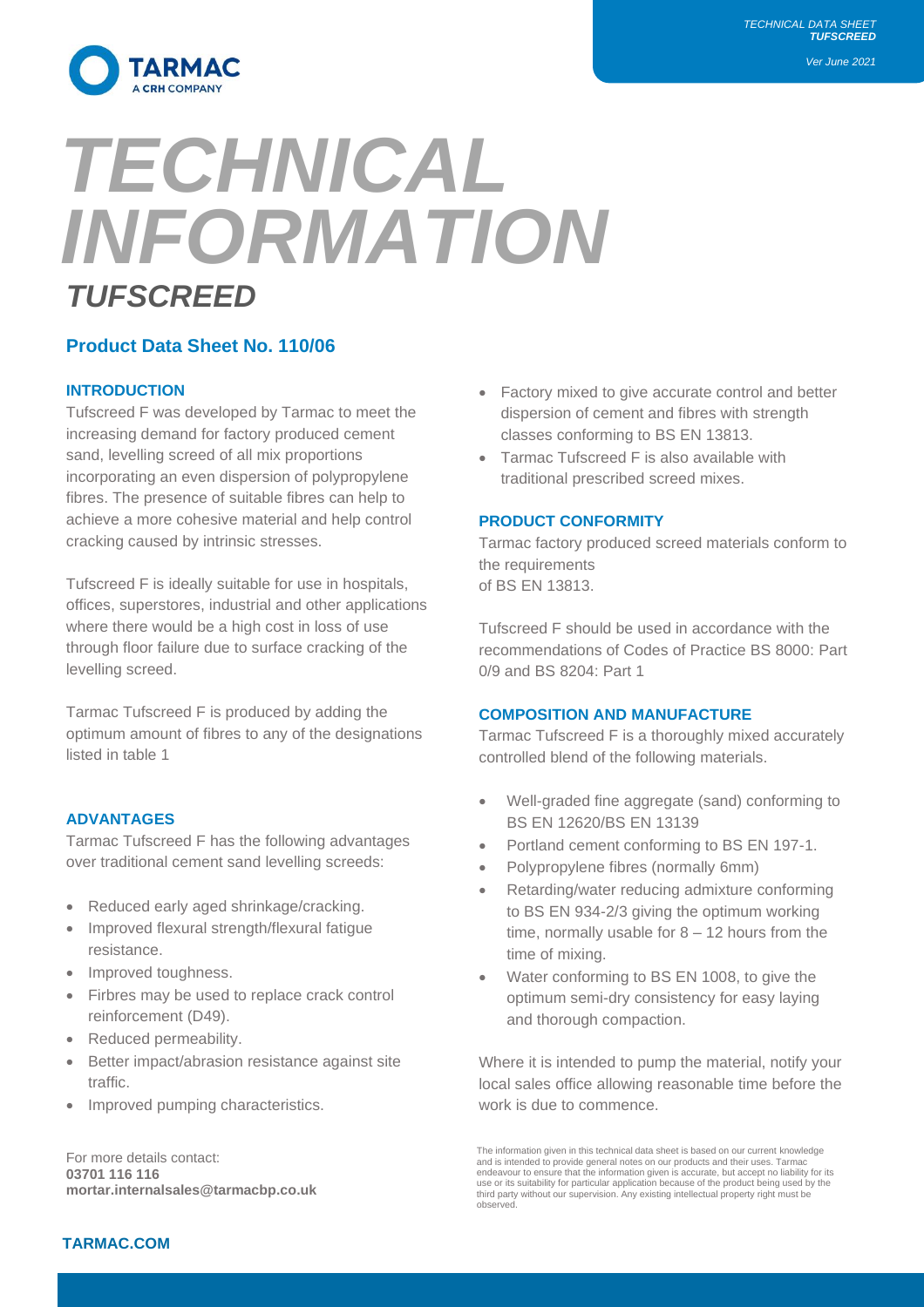# *TECHNICAL INFORMATION*

## *TUFSCREED*

### Product Data Sheet No. 110/06

#### INTRODUCTION

Tufscreed F was developed by Tarmac to meet the increasing demand for factory produced cement sand, levelling screed of all mix proportions incorporating an even dispersion of polypropylene fibres. The presence of suitable fibres can help to achieve a more cohesive material and help control cracking caused by intrinsic stresses.

Tufscreed F is ideally suitable for use in hospitals, offices, superstores, industrial and other applications where there would be a high cost in loss of use through floor failure due to surface cracking of the levelling screed.

Tarmac Tufscreed F is produced by adding the optimum amount of fibres to any of the designations listed in table 1

#### ADVANTAGES

Tarmac Tufscreed F has the following advantages over traditional cement sand levelling screeds:

- Reduced early aged shrinkage/cracking.
- Improved flexural strength/flexural fatigue resistance.
- Improved toughness.
- Firbres may be used to replace crack control reinforcement (D49).
- Reduced permeability.
- Better impact/abrasion resistance against site traffic.
- Improved pumping characteristics.
- Factory mixed to give accurate control and better dispersion of cement and fibres with strength classes conforming to BS EN 13813.
- Tarmac Tufscreed F is also available with traditional prescribed screed mixes.

#### PRODUCT CONFORMITY

Tarmac factory produced screed materials conform to the requirements
of BS EN 13813.

Tufscreed F should be used in accordance with the recommendations of Codes of Practice BS 8000: Part 0/9 and BS 8204: Part 1

#### COMPOSITION AND MANUFACTURE

Tarmac Tufscreed F is a thoroughly mixed accurately controlled blend of the following materials.

- Well-graded fine aggregate (sand) conforming to BS EN 12620/BS EN 13139
- Portland cement conforming to BS EN 197-1.
- Polypropylene fibres (normally 6mm)
- Retarding/water reducing admixture conforming to BS EN 934-2/3 giving the optimum working time, normally usable for 8 – 12 hours from the time of mixing.
- Water conforming to BS EN 1008, to give the optimum semi-dry consistency for easy laying and thorough compaction.

Where it is intended to pump the material, notify your local sales office allowing reasonable time before the work is due to commence.

For more details contact:
**03701 116 116**
**mortar.internalsales@tarmacbp.co.uk**

The information given in this technical data sheet is based on our current knowledge and is intended to provide general notes on our products and their uses. Tarmac endeavour to ensure that the information given is accurate, but accept no liability for its use or its suitability for particular application because of the product being used by the third party without our supervision. Any existing intellectual property right must be observed.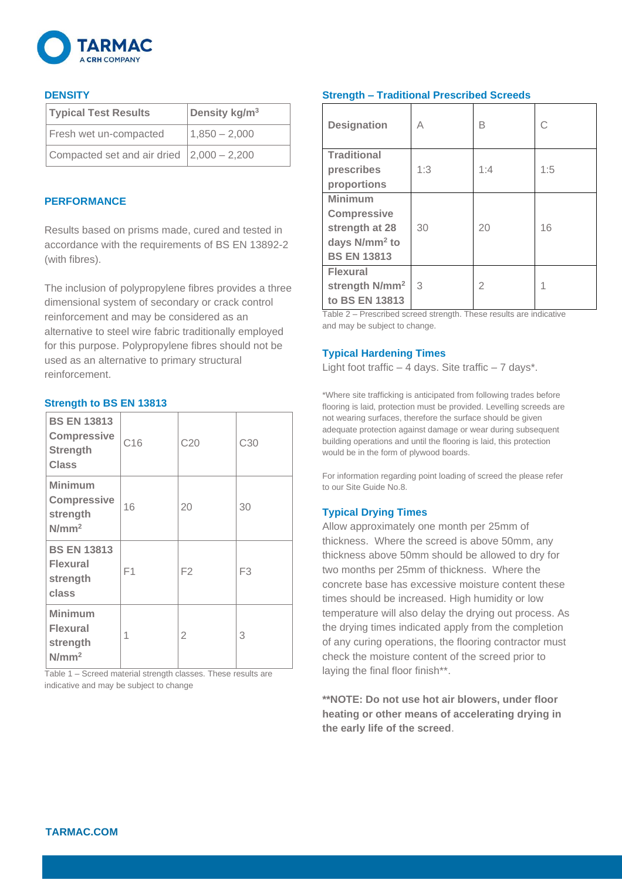## DENSITY

| Typical Test Results | Density kg/m$^3$ |
|---|---|
| Fresh wet un-compacted | 1,850 – 2,000 |
| Compacted set and air dried | 2,000 – 2,200 |

## PERFORMANCE

Results based on prisms made, cured and tested in accordance with the requirements of BS EN 13892-2 (with fibres).

The inclusion of polypropylene fibres provides a three dimensional system of secondary or crack control reinforcement and may be considered as an alternative to steel wire fabric traditionally employed for this purpose. Polypropylene fibres should not be used as an alternative to primary structural reinforcement.

### Strength to BS EN 13813

| BS EN 13813 Compressive Strength Class | C16 | C20 | C30 |
|---|---|---|---|
| Minimum Compressive strength N/mm$^2$ | 16 | 20 | 30 |
| BS EN 13813 Flexural strength class | F1 | F2 | F3 |
| Minimum Flexural strength N/mm$^2$ | 1 | 2 | 3 |

Table 1 – Screed material strength classes. These results are indicative and may be subject to change

### Strength – Traditional Prescribed Screeds

| Designation | A | B | C |
|---|---|---|---|
| Traditional prescribes proportions | 1:3 | 1:4 | 1:5 |
| Minimum Compressive strength at 28 days N/mm$^2$ to BS EN 13813 | 30 | 20 | 16 |
| Flexural strength N/mm$^2$ to BS EN 13813 | 3 | 2 | 1 |

Table 2 – Prescribed screed strength. These results are indicative and may be subject to change.

### Typical Hardening Times

Light foot traffic – 4 days. Site traffic – 7 days*.

*Where site trafficking is anticipated from following trades before flooring is laid, protection must be provided. Levelling screeds are not wearing surfaces, therefore the surface should be given adequate protection against damage or wear during subsequent building operations and until the flooring is laid, this protection would be in the form of plywood boards.

For information regarding point loading of screed the please refer to our Site Guide No.8.

### Typical Drying Times

Allow approximately one month per 25mm of thickness. Where the screed is above 50mm, any thickness above 50mm should be allowed to dry for two months per 25mm of thickness. Where the concrete base has excessive moisture content these times should be increased. High humidity or low temperature will also delay the drying out process. As the drying times indicated apply from the completion of any curing operations, the flooring contractor must check the moisture content of the screed prior to laying the final floor finish**.

**\*\*NOTE: Do not use hot air blowers, under floor heating or other means of accelerating drying in the early life of the screed**.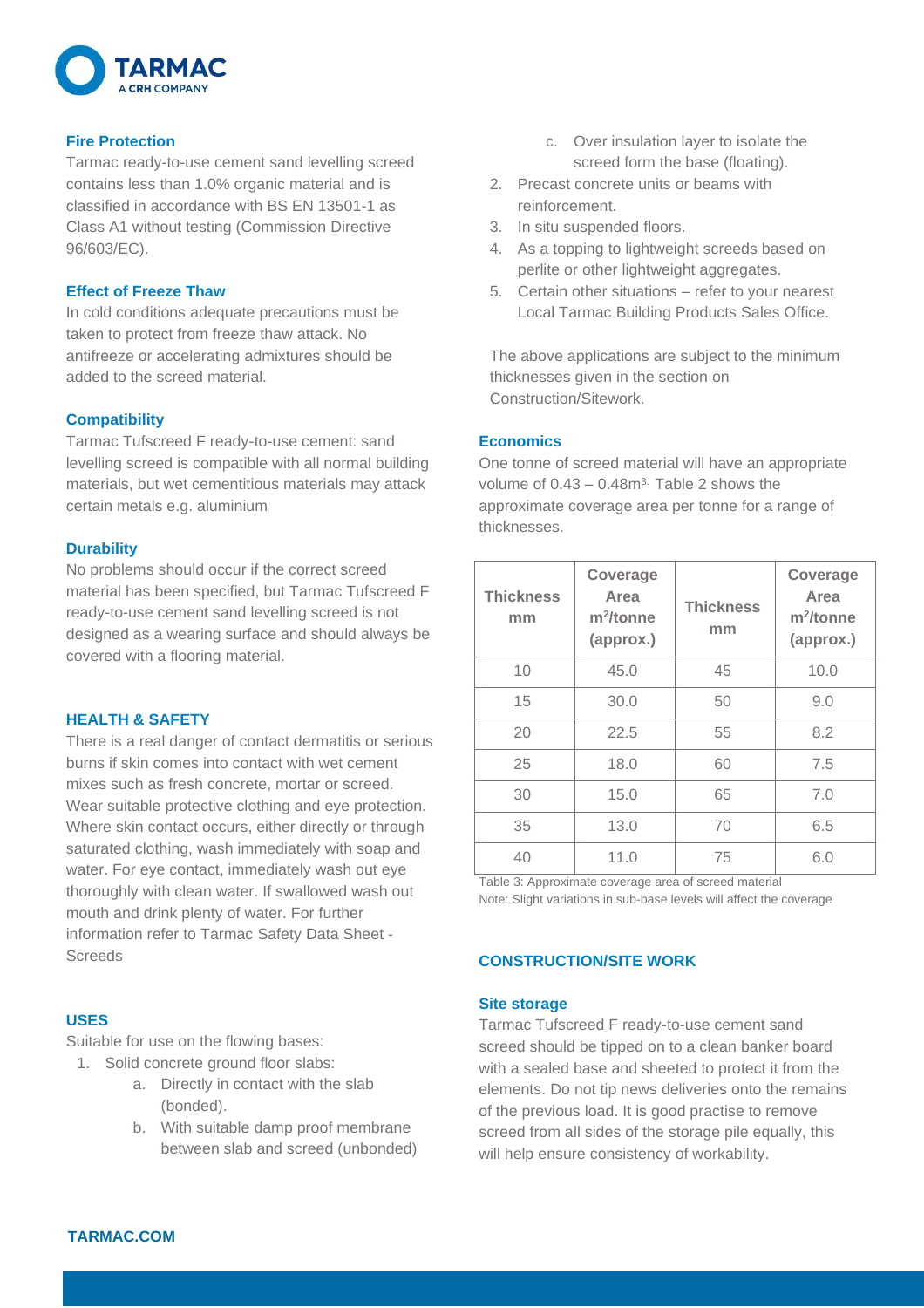## Fire Protection

Tarmac ready-to-use cement sand levelling screed contains less than 1.0% organic material and is classified in accordance with BS EN 13501-1 as Class A1 without testing (Commission Directive 96/603/EC).

## Effect of Freeze Thaw

In cold conditions adequate precautions must be taken to protect from freeze thaw attack. No antifreeze or accelerating admixtures should be added to the screed material.

## Compatibility

Tarmac Tufscreed F ready-to-use cement: sand levelling screed is compatible with all normal building materials, but wet cementitious materials may attack certain metals e.g. aluminium

## Durability

No problems should occur if the correct screed material has been specified, but Tarmac Tufscreed F ready-to-use cement sand levelling screed is not designed as a wearing surface and should always be covered with a flooring material.

# HEALTH & SAFETY

There is a real danger of contact dermatitis or serious burns if skin comes into contact with wet cement mixes such as fresh concrete, mortar or screed. Wear suitable protective clothing and eye protection. Where skin contact occurs, either directly or through saturated clothing, wash immediately with soap and water. For eye contact, immediately wash out eye thoroughly with clean water. If swallowed wash out mouth and drink plenty of water. For further information refer to Tarmac Safety Data Sheet - Screeds

# USES

Suitable for use on the flowing bases:

1. Solid concrete ground floor slabs:
   a. Directly in contact with the slab (bonded).
   b. With suitable damp proof membrane between slab and screed (unbonded)
   c. Over insulation layer to isolate the screed form the base (floating).
2. Precast concrete units or beams with reinforcement.
3. In situ suspended floors.
4. As a topping to lightweight screeds based on perlite or other lightweight aggregates.
5. Certain other situations – refer to your nearest Local Tarmac Building Products Sales Office.

The above applications are subject to the minimum thicknesses given in the section on Construction/Sitework.

## Economics

One tonne of screed material will have an appropriate volume of 0.43 – 0.48m$^3$. Table 2 shows the approximate coverage area per tonne for a range of thicknesses.

| Thickness mm | Coverage Area m$^2$/tonne (approx.) | Thickness mm | Coverage Area m$^2$/tonne (approx.) |
|---|---|---|---|
| 10 | 45.0 | 45 | 10.0 |
| 15 | 30.0 | 50 | 9.0 |
| 20 | 22.5 | 55 | 8.2 |
| 25 | 18.0 | 60 | 7.5 |
| 30 | 15.0 | 65 | 7.0 |
| 35 | 13.0 | 70 | 6.5 |
| 40 | 11.0 | 75 | 6.0 |

Table 3: Approximate coverage area of screed material

Note: Slight variations in sub-base levels will affect the coverage

# CONSTRUCTION/SITE WORK

## Site storage

Tarmac Tufscreed F ready-to-use cement sand screed should be tipped on to a clean banker board with a sealed base and sheeted to protect it from the elements. Do not tip news deliveries onto the remains of the previous load. It is good practise to remove screed from all sides of the storage pile equally, this will help ensure consistency of workability.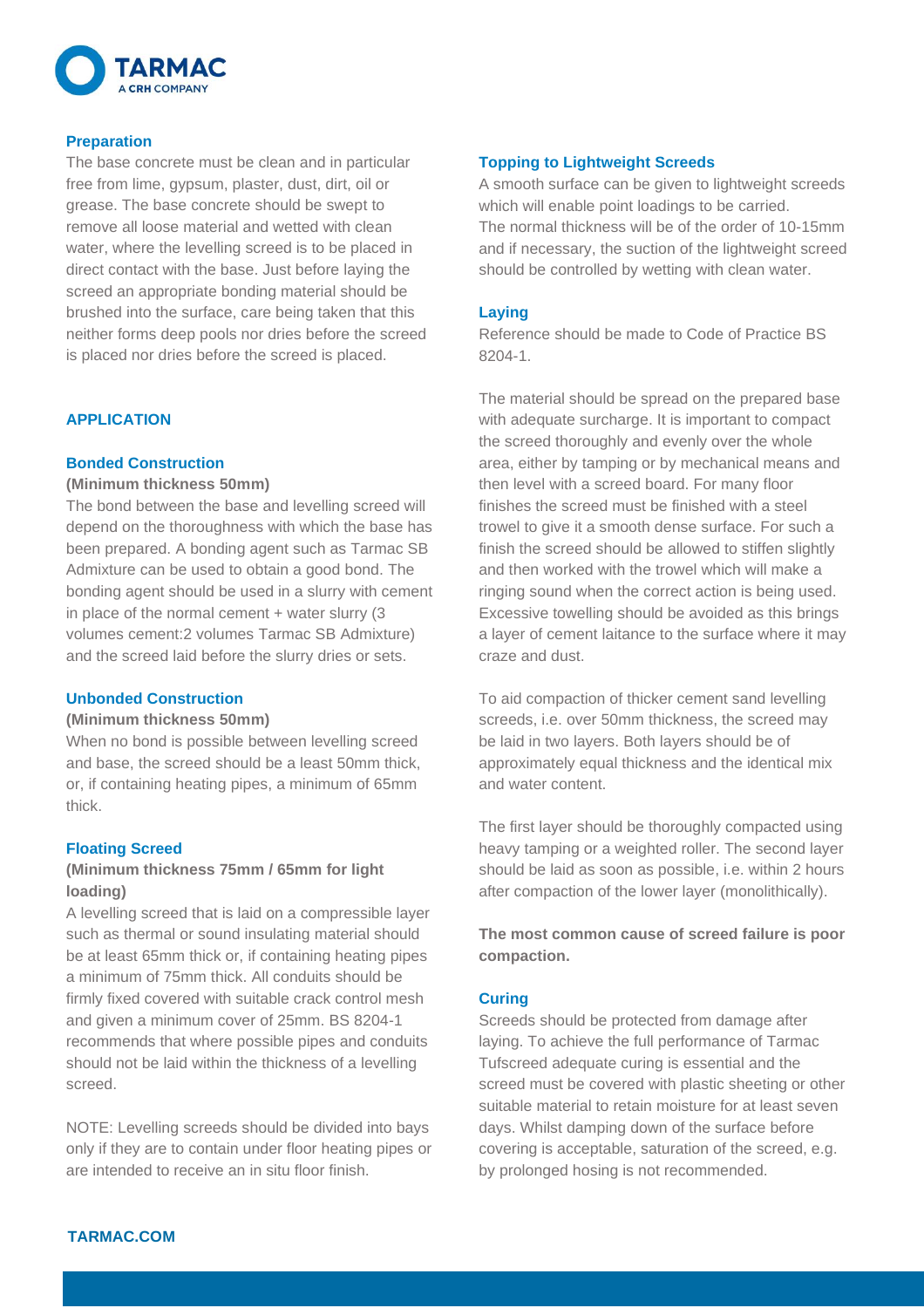### Preparation

The base concrete must be clean and in particular free from lime, gypsum, plaster, dust, dirt, oil or grease. The base concrete should be swept to remove all loose material and wetted with clean water, where the levelling screed is to be placed in direct contact with the base. Just before laying the screed an appropriate bonding material should be brushed into the surface, care being taken that this neither forms deep pools nor dries before the screed is placed nor dries before the screed is placed.

## APPLICATION

### Bonded Construction

**(Minimum thickness 50mm)**

The bond between the base and levelling screed will depend on the thoroughness with which the base has been prepared. A bonding agent such as Tarmac SB Admixture can be used to obtain a good bond. The bonding agent should be used in a slurry with cement in place of the normal cement + water slurry (3 volumes cement:2 volumes Tarmac SB Admixture) and the screed laid before the slurry dries or sets.

### Unbonded Construction

**(Minimum thickness 50mm)**

When no bond is possible between levelling screed and base, the screed should be a least 50mm thick, or, if containing heating pipes, a minimum of 65mm thick.

### Floating Screed

**(Minimum thickness 75mm / 65mm for light loading)**

A levelling screed that is laid on a compressible layer such as thermal or sound insulating material should be at least 65mm thick or, if containing heating pipes a minimum of 75mm thick. All conduits should be firmly fixed covered with suitable crack control mesh and given a minimum cover of 25mm. BS 8204-1 recommends that where possible pipes and conduits should not be laid within the thickness of a levelling screed.

NOTE: Levelling screeds should be divided into bays only if they are to contain under floor heating pipes or are intended to receive an in situ floor finish.

### Topping to Lightweight Screeds

A smooth surface can be given to lightweight screeds which will enable point loadings to be carried.
The normal thickness will be of the order of 10-15mm and if necessary, the suction of the lightweight screed should be controlled by wetting with clean water.

### Laying

Reference should be made to Code of Practice BS 8204-1.

The material should be spread on the prepared base with adequate surcharge. It is important to compact the screed thoroughly and evenly over the whole area, either by tamping or by mechanical means and then level with a screed board. For many floor finishes the screed must be finished with a steel trowel to give it a smooth dense surface. For such a finish the screed should be allowed to stiffen slightly and then worked with the trowel which will make a ringing sound when the correct action is being used. Excessive towelling should be avoided as this brings a layer of cement laitance to the surface where it may craze and dust.

To aid compaction of thicker cement sand levelling screeds, i.e. over 50mm thickness, the screed may be laid in two layers. Both layers should be of approximately equal thickness and the identical mix and water content.

The first layer should be thoroughly compacted using heavy tamping or a weighted roller. The second layer should be laid as soon as possible, i.e. within 2 hours after compaction of the lower layer (monolithically).

**The most common cause of screed failure is poor compaction.**

### Curing

Screeds should be protected from damage after laying. To achieve the full performance of Tarmac Tufscreed adequate curing is essential and the screed must be covered with plastic sheeting or other suitable material to retain moisture for at least seven days. Whilst damping down of the surface before covering is acceptable, saturation of the screed, e.g. by prolonged hosing is not recommended.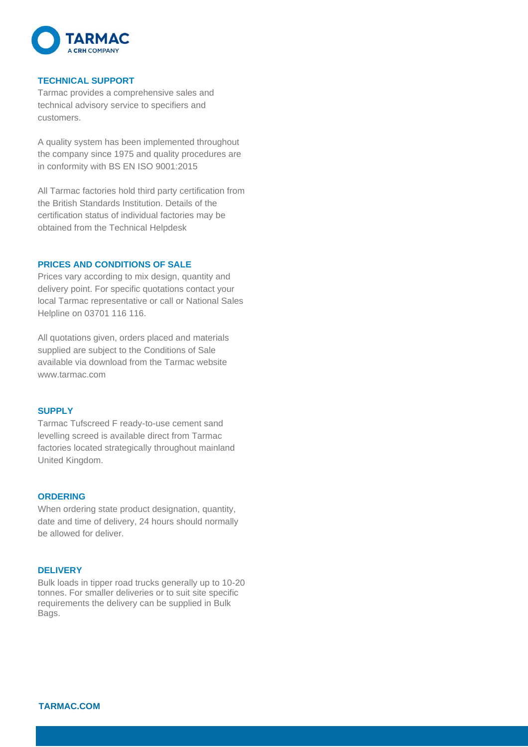## TECHNICAL SUPPORT

Tarmac provides a comprehensive sales and technical advisory service to specifiers and customers.

A quality system has been implemented throughout the company since 1975 and quality procedures are in conformity with BS EN ISO 9001:2015

All Tarmac factories hold third party certification from the British Standards Institution. Details of the certification status of individual factories may be obtained from the Technical Helpdesk

## PRICES AND CONDITIONS OF SALE

Prices vary according to mix design, quantity and delivery point. For specific quotations contact your local Tarmac representative or call or National Sales Helpline on 03701 116 116.

All quotations given, orders placed and materials supplied are subject to the Conditions of Sale available via download from the Tarmac website www.tarmac.com

## SUPPLY

Tarmac Tufscreed F ready-to-use cement sand levelling screed is available direct from Tarmac factories located strategically throughout mainland United Kingdom.

## ORDERING

When ordering state product designation, quantity, date and time of delivery, 24 hours should normally be allowed for deliver.

## DELIVERY

Bulk loads in tipper road trucks generally up to 10-20 tonnes. For smaller deliveries or to suit site specific requirements the delivery can be supplied in Bulk Bags.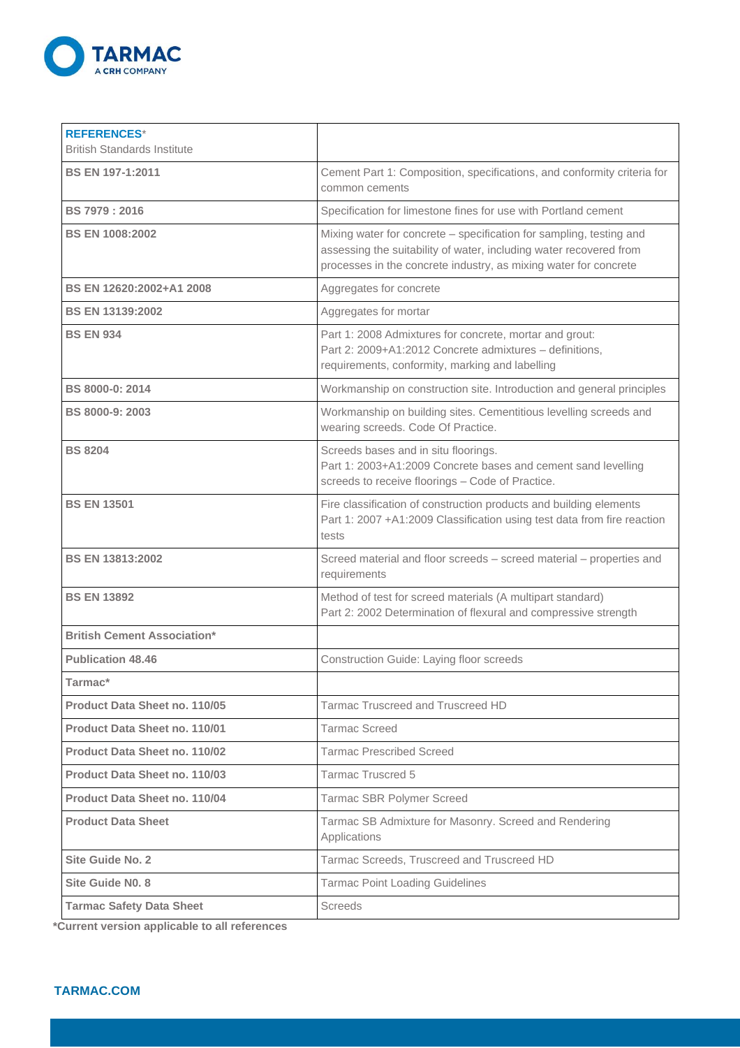| **REFERENCES***<br>British Standards Institute | |
|---|---|
| **BS EN 197-1:2011** | Cement Part 1: Composition, specifications, and conformity criteria for common cements |
| **BS 7979 : 2016** | Specification for limestone fines for use with Portland cement |
| **BS EN 1008:2002** | Mixing water for concrete – specification for sampling, testing and assessing the suitability of water, including water recovered from processes in the concrete industry, as mixing water for concrete |
| **BS EN 12620:2002+A1 2008** | Aggregates for concrete |
| **BS EN 13139:2002** | Aggregates for mortar |
| **BS EN 934** | Part 1: 2008 Admixtures for concrete, mortar and grout:<br>Part 2: 2009+A1:2012 Concrete admixtures – definitions, requirements, conformity, marking and labelling |
| **BS 8000-0: 2014** | Workmanship on construction site. Introduction and general principles |
| **BS 8000-9: 2003** | Workmanship on building sites. Cementitious levelling screeds and wearing screeds. Code Of Practice. |
| **BS 8204** | Screeds bases and in situ floorings.<br>Part 1: 2003+A1:2009 Concrete bases and cement sand levelling screeds to receive floorings – Code of Practice. |
| **BS EN 13501** | Fire classification of construction products and building elements<br>Part 1: 2007 +A1:2009 Classification using test data from fire reaction tests |
| **BS EN 13813:2002** | Screed material and floor screeds – screed material – properties and requirements |
| **BS EN 13892** | Method of test for screed materials (A multipart standard)<br>Part 2: 2002 Determination of flexural and compressive strength |
| **British Cement Association*** | |
| **Publication 48.46** | Construction Guide: Laying floor screeds |
| **Tarmac*** | |
| **Product Data Sheet no. 110/05** | Tarmac Truscreed and Truscreed HD |
| **Product Data Sheet no. 110/01** | Tarmac Screed |
| **Product Data Sheet no. 110/02** | Tarmac Prescribed Screed |
| **Product Data Sheet no. 110/03** | Tarmac Truscreed 5 |
| **Product Data Sheet no. 110/04** | Tarmac SBR Polymer Screed |
| **Product Data Sheet** | Tarmac SB Admixture for Masonry. Screed and Rendering Applications |
| **Site Guide No. 2** | Tarmac Screeds, Truscreed and Truscreed HD |
| **Site Guide N0. 8** | Tarmac Point Loading Guidelines |
| **Tarmac Safety Data Sheet** | Screeds |

**\*Current version applicable to all references**